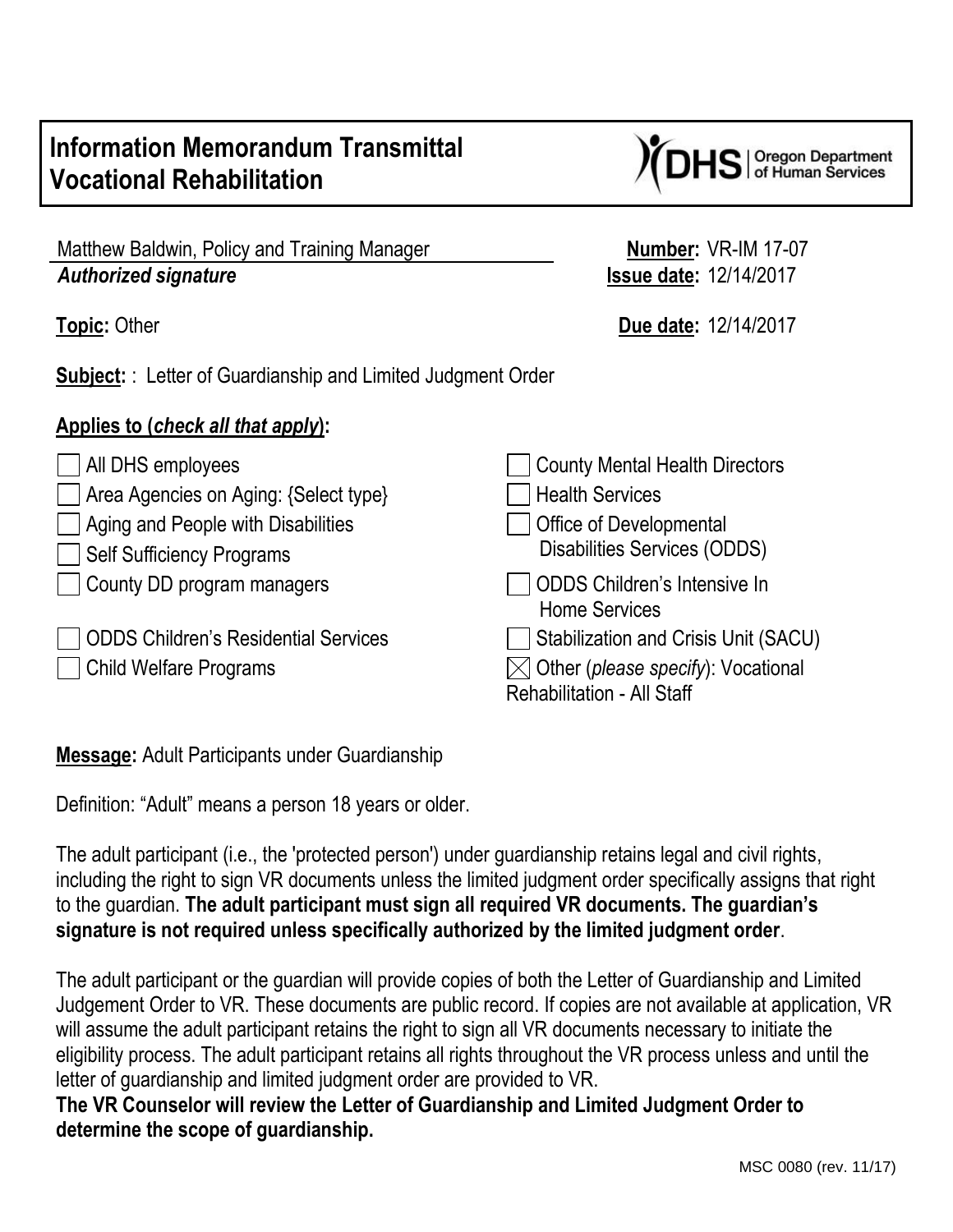# Information Memorandum Transmittal
# Vocational Rehabilitation

DHS | Oregon Department of Human Services

Matthew Baldwin, Policy and Training Manager
***Authorized signature***

**Number:** VR-IM 17-07
**Issue date:** 12/14/2017

**Topic:** Other

**Due date:** 12/14/2017

**Subject:** : Letter of Guardianship and Limited Judgment Order

**Applies to (*check all that apply*):**

- ☐ All DHS employees
- ☐ Area Agencies on Aging: {Select type}
- ☐ Aging and People with Disabilities
- ☐ Self Sufficiency Programs
- ☐ County DD program managers
- ☐ ODDS Children's Residential Services
- ☐ Child Welfare Programs
- ☐ County Mental Health Directors
- ☐ Health Services
- ☐ Office of Developmental Disabilities Services (ODDS)
- ☐ ODDS Children's Intensive In Home Services
- ☐ Stabilization and Crisis Unit (SACU)
- ☒ Other (*please specify*): Vocational Rehabilitation - All Staff

**Message:** Adult Participants under Guardianship

Definition: "Adult" means a person 18 years or older.

The adult participant (i.e., the 'protected person') under guardianship retains legal and civil rights, including the right to sign VR documents unless the limited judgment order specifically assigns that right to the guardian. **The adult participant must sign all required VR documents. The guardian's signature is not required unless specifically authorized by the limited judgment order**.

The adult participant or the guardian will provide copies of both the Letter of Guardianship and Limited Judgement Order to VR. These documents are public record. If copies are not available at application, VR will assume the adult participant retains the right to sign all VR documents necessary to initiate the eligibility process. The adult participant retains all rights throughout the VR process unless and until the letter of guardianship and limited judgment order are provided to VR.
**The VR Counselor will review the Letter of Guardianship and Limited Judgment Order to determine the scope of guardianship.**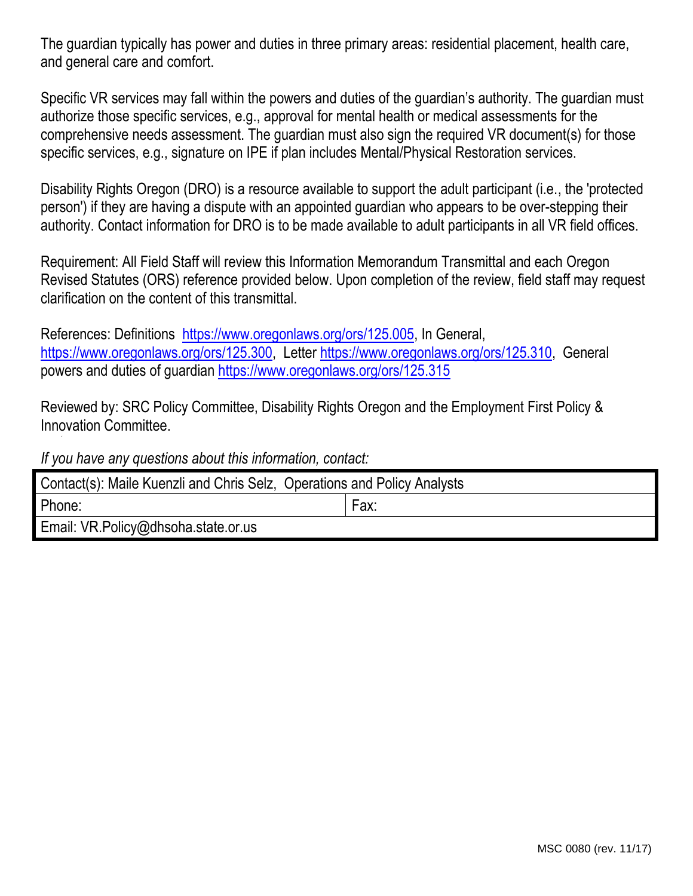The guardian typically has power and duties in three primary areas: residential placement, health care, and general care and comfort.

Specific VR services may fall within the powers and duties of the guardian's authority. The guardian must authorize those specific services, e.g., approval for mental health or medical assessments for the comprehensive needs assessment. The guardian must also sign the required VR document(s) for those specific services, e.g., signature on IPE if plan includes Mental/Physical Restoration services.

Disability Rights Oregon (DRO) is a resource available to support the adult participant (i.e., the 'protected person') if they are having a dispute with an appointed guardian who appears to be over-stepping their authority. Contact information for DRO is to be made available to adult participants in all VR field offices.

Requirement: All Field Staff will review this Information Memorandum Transmittal and each Oregon Revised Statutes (ORS) reference provided below. Upon completion of the review, field staff may request clarification on the content of this transmittal.

References: Definitions https://www.oregonlaws.org/ors/125.005, In General, https://www.oregonlaws.org/ors/125.300, Letter https://www.oregonlaws.org/ors/125.310, General powers and duties of guardian https://www.oregonlaws.org/ors/125.315

Reviewed by: SRC Policy Committee, Disability Rights Oregon and the Employment First Policy & Innovation Committee.

*If you have any questions about this information, contact:*

| Contact(s): Maile Kuenzli and Chris Selz, Operations and Policy Analysts | |
|---|---|
| Phone: | Fax: |
| Email: VR.Policy@dhsoha.state.or.us | |

MSC 0080 (rev. 11/17)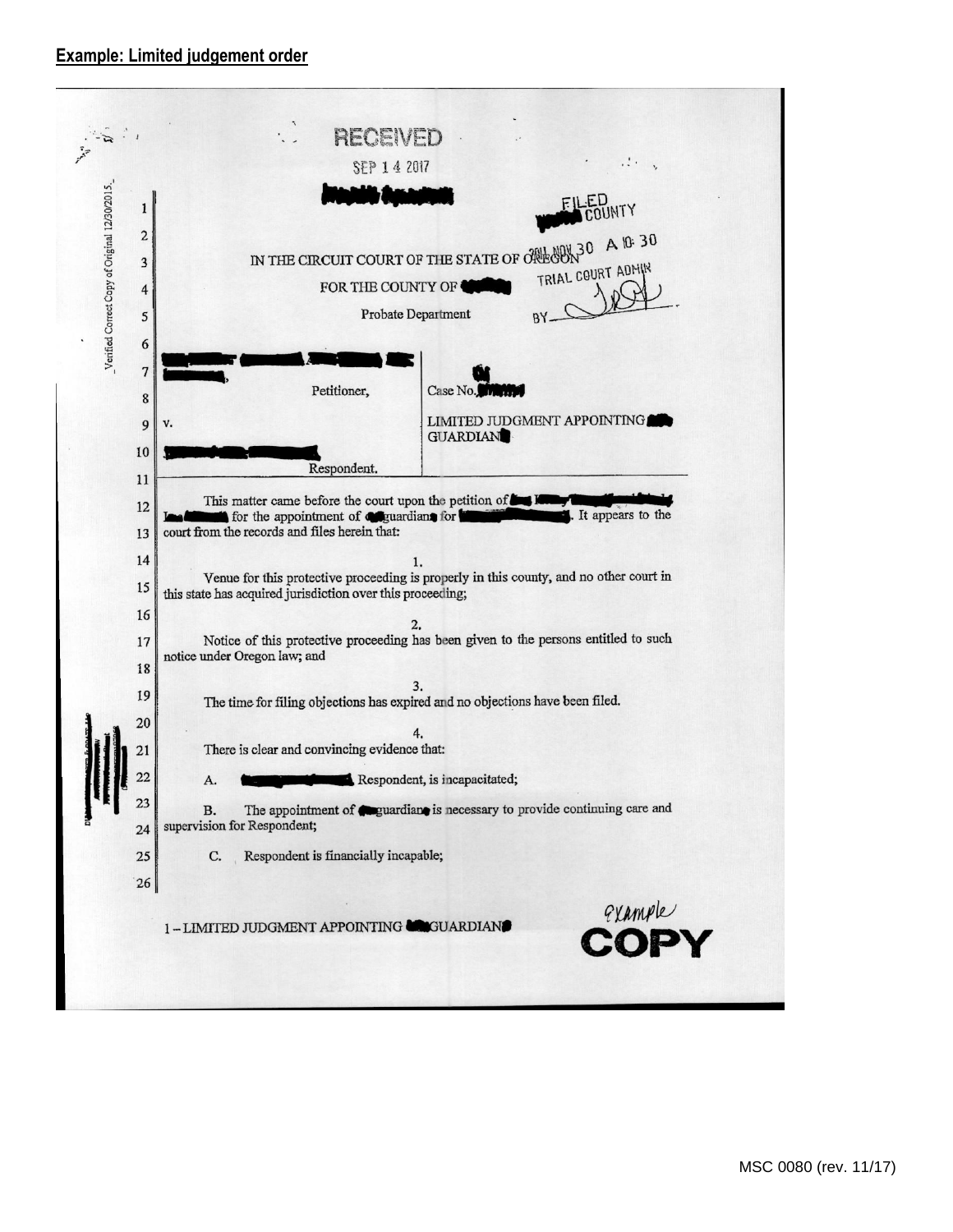## Example: Limited judgement order

RECEIVED

SEP 14 2017

FILED COUNTY

2017 NOV 30 A 10:30

TRIAL COURT ADMIN

BY

IN THE CIRCUIT COURT OF THE STATE OF OREGON

FOR THE COUNTY OF

Probate Department

| | |
|---|---|
| Petitioner, | Case No. |
| v. | LIMITED JUDGMENT APPOINTING GUARDIAN |
| Respondent. | |

This matter came before the court upon the petition of for the appointment of guardian for . It appears to the court from the records and files herein that:

1.

Venue for this protective proceeding is properly in this county, and no other court in this state has acquired jurisdiction over this proceeding;

2.

Notice of this protective proceeding has been given to the persons entitled to such notice under Oregon law; and

3.

The time for filing objections has expired and no objections have been filed.

4.

There is clear and convincing evidence that:

A. Respondent, is incapacitated;

B. The appointment of guardian is necessary to provide continuing care and supervision for Respondent;

C. Respondent is financially incapable;

1 – LIMITED JUDGMENT APPOINTING GUARDIAN

example COPY

Verified Correct Copy of Original 12/30/2015

MSC 0080 (rev. 11/17)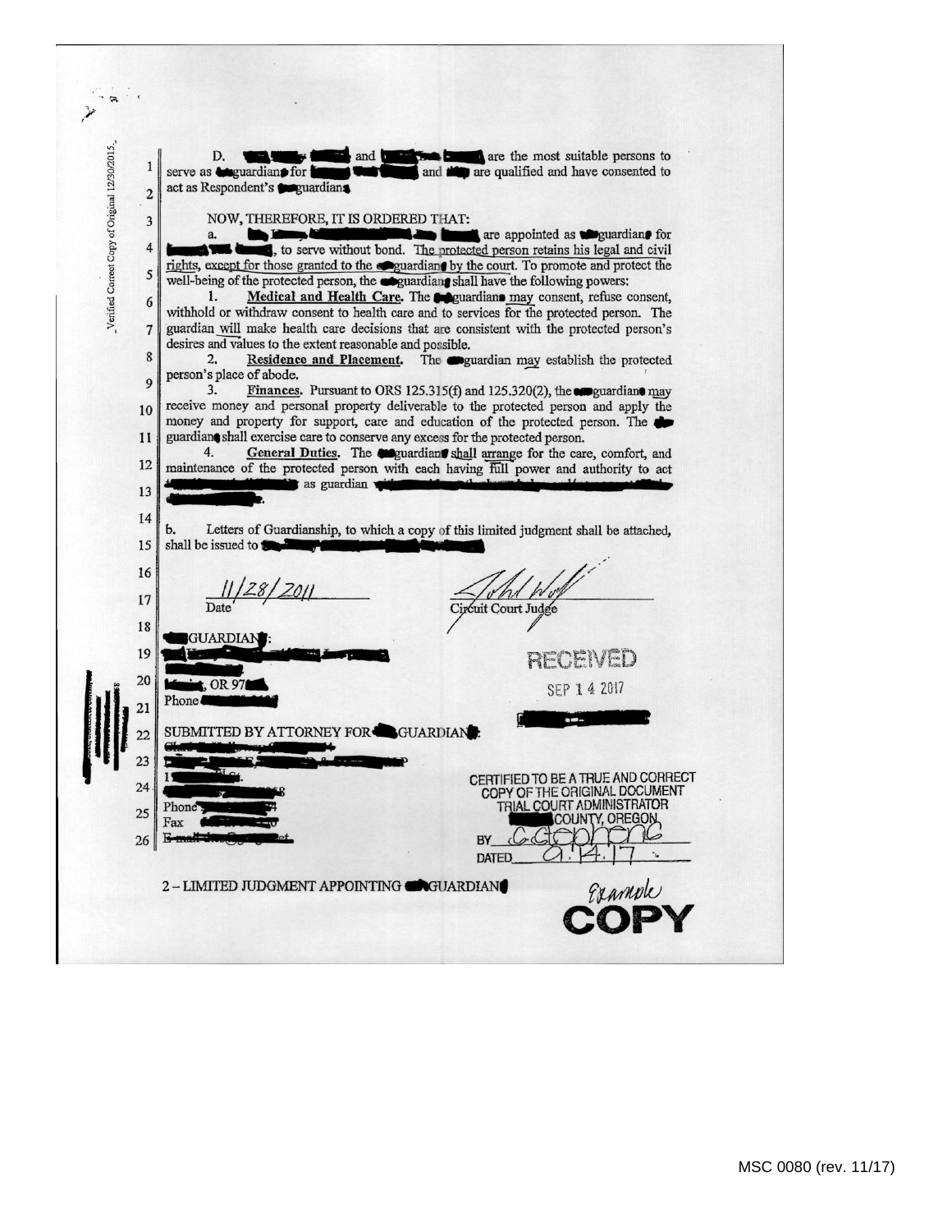_Verified Correct Copy of Original 12/30/2015._

D. ██████ and ██████ are the most suitable persons to serve as ██guardian██ for ██████ and ██ are qualified and have consented to act as Respondent's ██guardian██

NOW, THEREFORE, IT IS ORDERED THAT:

a. ██████ are appointed as ██guardian██ for ██████, to serve without bond. The protected person retains his legal and civil rights, except for those granted to the ██guardian██ by the court. To promote and protect the well-being of the protected person, the ██guardian██ shall have the following powers:

1. **Medical and Health Care.** The ██guardian██ may consent, refuse consent, withhold or withdraw consent to health care and to services for the protected person. The guardian will make health care decisions that are consistent with the protected person's desires and values to the extent reasonable and possible.

2. **Residence and Placement.** The ██guardian may establish the protected person's place of abode.

3. **Finances.** Pursuant to ORS 125.315(f) and 125.320(2), the ██guardian██ may receive money and personal property deliverable to the protected person and apply the money and property for support, care and education of the protected person. The ██guardian██ shall exercise care to conserve any excess for the protected person.

4. **General Duties.** The ██guardian██ shall arrange for the care, comfort, and maintenance of the protected person with each having full power and authority to act ██████ as guardian ██████.

b. Letters of Guardianship, to which a copy of this limited judgment shall be attached, shall be issued to ██████

11/28/2011
Date

John Wolf
Circuit Court Judge

██GUARDIAN██:
██████
██████
██████, OR 97██
Phone ██████

SUBMITTED BY ATTORNEY FOR ██GUARDIAN██:
██████
██████
██████
██████
Phone ██████
Fax ██████
E-mail ██████

RECEIVED
SEP 14 2017
██████

CERTIFIED TO BE A TRUE AND CORRECT COPY OF THE ORIGINAL DOCUMENT
TRIAL COURT ADMINISTRATOR
██████ COUNTY, OREGON
BY ██████
DATED 9.14.17

2 – LIMITED JUDGMENT APPOINTING ██GUARDIAN██

Example
COPY

MSC 0080 (rev. 11/17)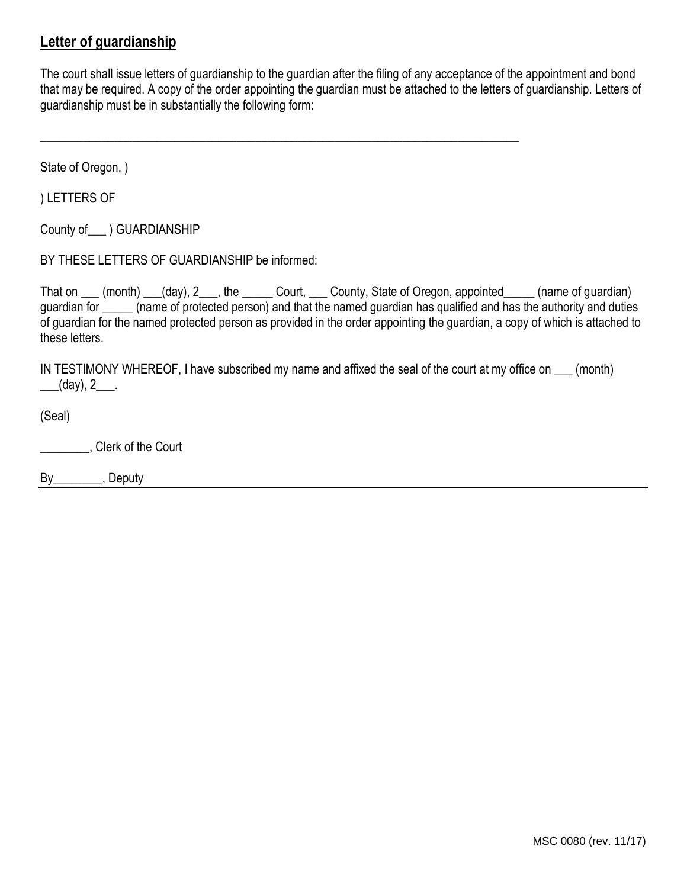## Letter of guardianship

The court shall issue letters of guardianship to the guardian after the filing of any acceptance of the appointment and bond that may be required. A copy of the order appointing the guardian must be attached to the letters of guardianship. Letters of guardianship must be in substantially the following form:

---

State of Oregon, )

) LETTERS OF

County of___ ) GUARDIANSHIP

BY THESE LETTERS OF GUARDIANSHIP be informed:

That on ___ (month) ___(day), 2___, the _____ Court, ___ County, State of Oregon, appointed_____ (name of guardian) guardian for _____ (name of protected person) and that the named guardian has qualified and has the authority and duties of guardian for the named protected person as provided in the order appointing the guardian, a copy of which is attached to these letters.

IN TESTIMONY WHEREOF, I have subscribed my name and affixed the seal of the court at my office on ___ (month) ___(day), 2___.

(Seal)

________, Clerk of the Court

By________, Deputy

MSC 0080 (rev. 11/17)